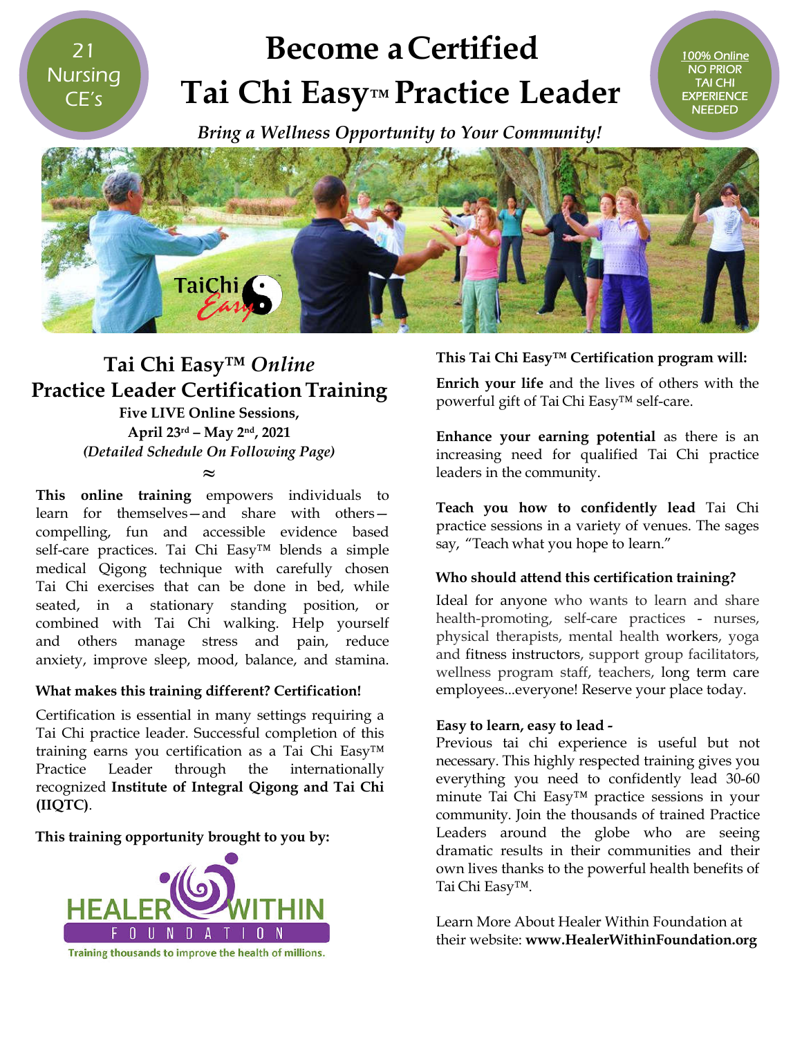21 Nursing CE's

# Become a Certified Tai Chi Easy™ Practice Leader

100% Online
NO PRIOR TAI CHI EXPERIENCE NEEDED

*Bring a Wellness Opportunity to Your Community!*

## Tai Chi Easy™ *Online* Practice Leader Certification Training

**Five LIVE Online Sessions,**
**April 23rd – May 2nd, 2021**
***(Detailed Schedule On Following Page)***

≈

**This online training** empowers individuals to learn for themselves—and share with others—compelling, fun and accessible evidence based self-care practices. Tai Chi Easy™ blends a simple medical Qigong technique with carefully chosen Tai Chi exercises that can be done in bed, while seated, in a stationary standing position, or combined with Tai Chi walking. Help yourself and others manage stress and pain, reduce anxiety, improve sleep, mood, balance, and stamina.

**What makes this training different? Certification!**

Certification is essential in many settings requiring a Tai Chi practice leader. Successful completion of this training earns you certification as a Tai Chi Easy™ Practice Leader through the internationally recognized **Institute of Integral Qigong and Tai Chi (IIQTC)**.

**This training opportunity brought to you by:**

HEALER WITHIN FOUNDATION
Training thousands to improve the health of millions.

**This Tai Chi Easy™ Certification program will:**

**Enrich your life** and the lives of others with the powerful gift of Tai Chi Easy™ self-care.

**Enhance your earning potential** as there is an increasing need for qualified Tai Chi practice leaders in the community.

**Teach you how to confidently lead** Tai Chi practice sessions in a variety of venues. The sages say, "Teach what you hope to learn."

**Who should attend this certification training?**

Ideal for anyone who wants to learn and share health-promoting, self-care practices - nurses, physical therapists, mental health workers, yoga and fitness instructors, support group facilitators, wellness program staff, teachers, long term care employees...everyone! Reserve your place today.

**Easy to learn, easy to lead -**
Previous tai chi experience is useful but not necessary. This highly respected training gives you everything you need to confidently lead 30-60 minute Tai Chi Easy™ practice sessions in your community. Join the thousands of trained Practice Leaders around the globe who are seeing dramatic results in their communities and their own lives thanks to the powerful health benefits of Tai Chi Easy™.

Learn More About Healer Within Foundation at their website: **www.HealerWithinFoundation.org**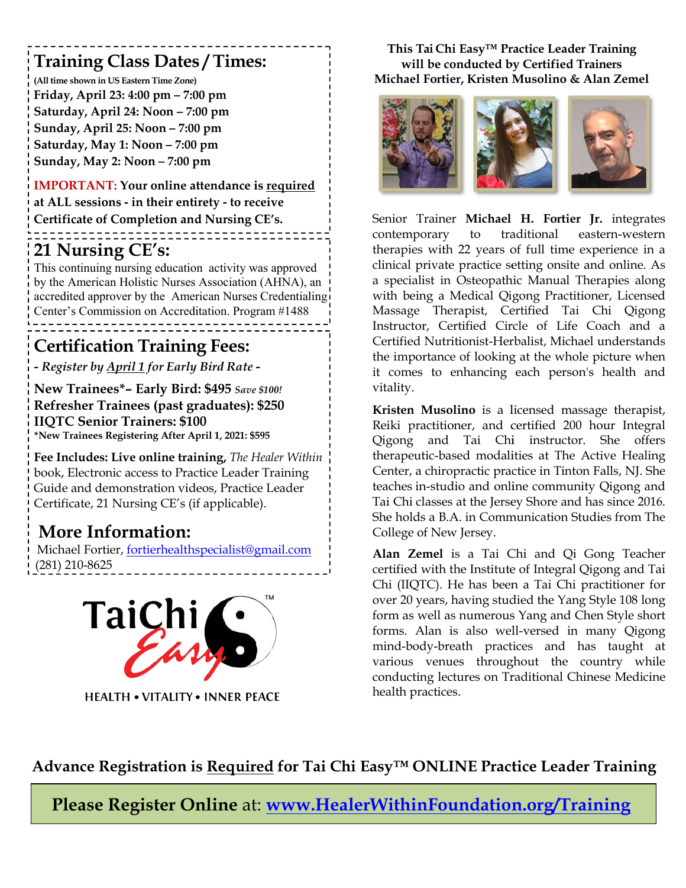## Training Class Dates / Times:

**(All time shown in US Eastern Time Zone)**

**Friday, April 23: 4:00 pm – 7:00 pm**
**Saturday, April 24: Noon – 7:00 pm**
**Sunday, April 25: Noon – 7:00 pm**
**Saturday, May 1: Noon – 7:00 pm**
**Sunday, May 2: Noon – 7:00 pm**

**IMPORTANT: Your online attendance is required at ALL sessions - in their entirety - to receive Certificate of Completion and Nursing CE's.**

## 21 Nursing CE's:

This continuing nursing education activity was approved by the American Holistic Nurses Association (AHNA), an accredited approver by the American Nurses Credentialing Center's Commission on Accreditation. Program #1488

## Certification Training Fees:

*- Register by April 1 for Early Bird Rate -*

**New Trainees*– Early Bird: $495** ***Save $100!***
**Refresher Trainees (past graduates): $250**
**IIQTC Senior Trainers: $100**
***New Trainees Registering After April 1, 2021: $595**

**Fee Includes: Live online training,** *The Healer Within* book, Electronic access to Practice Leader Training Guide and demonstration videos, Practice Leader Certificate, 21 Nursing CE's (if applicable).

## More Information:

Michael Fortier, fortierhealthspecialist@gmail.com
(281) 210-8625

TaiChi Easy™
HEALTH • VITALITY • INNER PEACE

**This Tai Chi Easy™ Practice Leader Training will be conducted by Certified Trainers Michael Fortier, Kristen Musolino & Alan Zemel**

Senior Trainer **Michael H. Fortier Jr.** integrates contemporary to traditional eastern-western therapies with 22 years of full time experience in a clinical private practice setting onsite and online. As a specialist in Osteopathic Manual Therapies along with being a Medical Qigong Practitioner, Licensed Massage Therapist, Certified Tai Chi Qigong Instructor, Certified Circle of Life Coach and a Certified Nutritionist-Herbalist, Michael understands the importance of looking at the whole picture when it comes to enhancing each person's health and vitality.

**Kristen Musolino** is a licensed massage therapist, Reiki practitioner, and certified 200 hour Integral Qigong and Tai Chi instructor. She offers therapeutic-based modalities at The Active Healing Center, a chiropractic practice in Tinton Falls, NJ. She teaches in-studio and online community Qigong and Tai Chi classes at the Jersey Shore and has since 2016. She holds a B.A. in Communication Studies from The College of New Jersey.

**Alan Zemel** is a Tai Chi and Qi Gong Teacher certified with the Institute of Integral Qigong and Tai Chi (IIQTC). He has been a Tai Chi practitioner for over 20 years, having studied the Yang Style 108 long form as well as numerous Yang and Chen Style short forms. Alan is also well-versed in many Qigong mind-body-breath practices and has taught at various venues throughout the country while conducting lectures on Traditional Chinese Medicine health practices.

**Advance Registration is Required for Tai Chi Easy™ ONLINE Practice Leader Training**

**Please Register Online** at: **www.HealerWithinFoundation.org/Training**